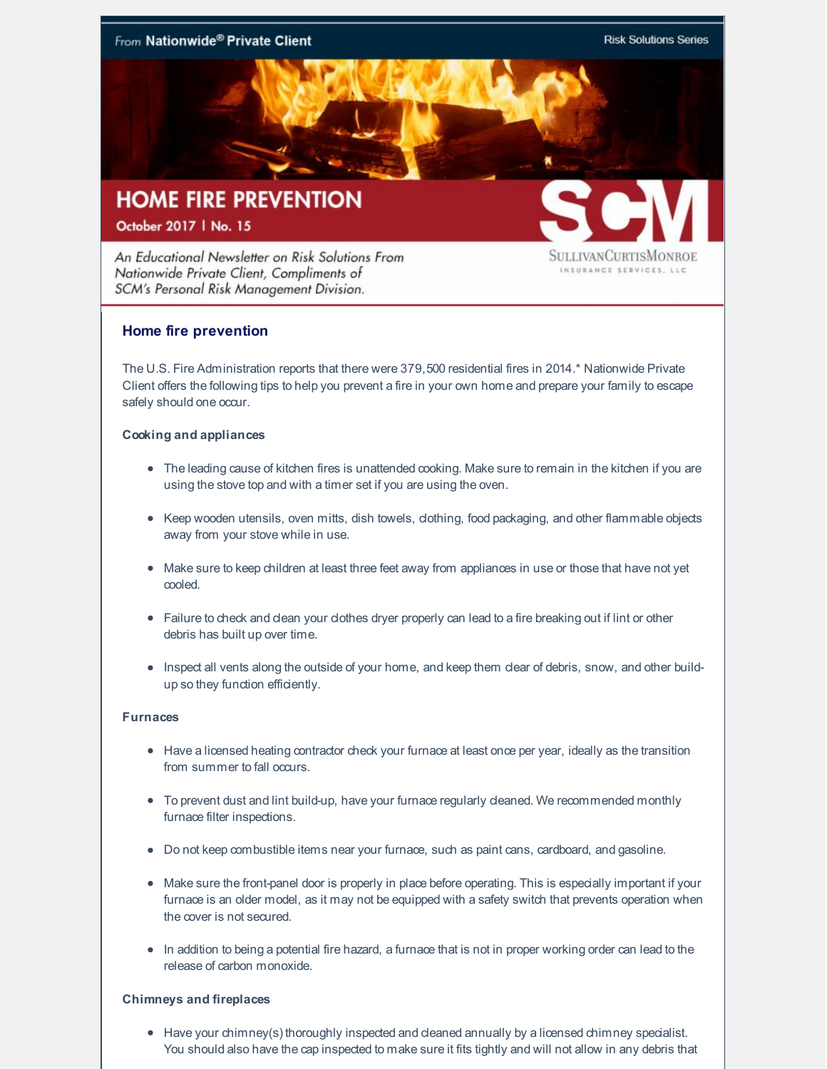From **Nationwide® Private Client** — Risk Solutions Series

# HOME FIRE PREVENTION

**October 2017 | No. 15**

*An Educational Newsletter on Risk Solutions From Nationwide Private Client, Compliments of SCM's Personal Risk Management Division.*

SCM — SULLIVANCURTISMONROE INSURANCE SERVICES, LLC

## Home fire prevention

The U.S. Fire Administration reports that there were 379,500 residential fires in 2014.* Nationwide Private Client offers the following tips to help you prevent a fire in your own home and prepare your family to escape safely should one occur.

### Cooking and appliances

- The leading cause of kitchen fires is unattended cooking. Make sure to remain in the kitchen if you are using the stove top and with a timer set if you are using the oven.
- Keep wooden utensils, oven mitts, dish towels, clothing, food packaging, and other flammable objects away from your stove while in use.
- Make sure to keep children at least three feet away from appliances in use or those that have not yet cooled.
- Failure to check and clean your clothes dryer properly can lead to a fire breaking out if lint or other debris has built up over time.
- Inspect all vents along the outside of your home, and keep them clear of debris, snow, and other build-up so they function efficiently.

### Furnaces

- Have a licensed heating contractor check your furnace at least once per year, ideally as the transition from summer to fall occurs.
- To prevent dust and lint build-up, have your furnace regularly cleaned. We recommended monthly furnace filter inspections.
- Do not keep combustible items near your furnace, such as paint cans, cardboard, and gasoline.
- Make sure the front-panel door is properly in place before operating. This is especially important if your furnace is an older model, as it may not be equipped with a safety switch that prevents operation when the cover is not secured.
- In addition to being a potential fire hazard, a furnace that is not in proper working order can lead to the release of carbon monoxide.

### Chimneys and fireplaces

- Have your chimney(s) thoroughly inspected and cleaned annually by a licensed chimney specialist. You should also have the cap inspected to make sure it fits tightly and will not allow in any debris that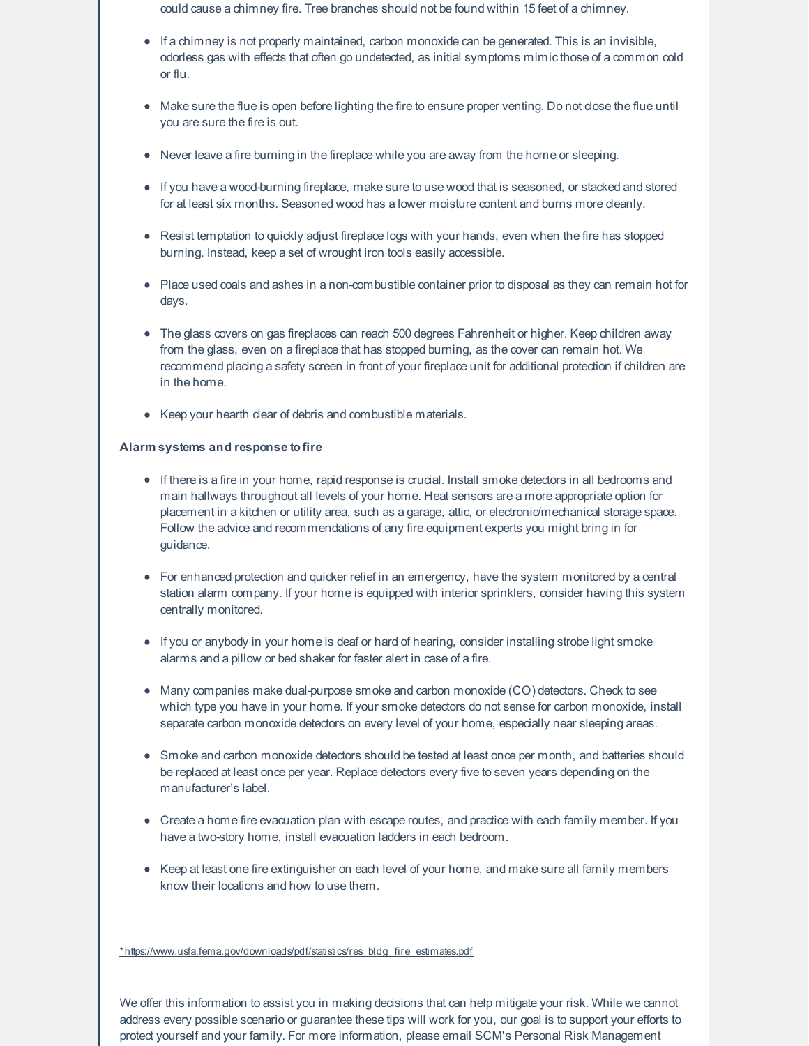could cause a chimney fire. Tree branches should not be found within 15 feet of a chimney.

- If a chimney is not properly maintained, carbon monoxide can be generated. This is an invisible, odorless gas with effects that often go undetected, as initial symptoms mimic those of a common cold or flu.
- Make sure the flue is open before lighting the fire to ensure proper venting. Do not close the flue until you are sure the fire is out.
- Never leave a fire burning in the fireplace while you are away from the home or sleeping.
- If you have a wood-burning fireplace, make sure to use wood that is seasoned, or stacked and stored for at least six months. Seasoned wood has a lower moisture content and burns more cleanly.
- Resist temptation to quickly adjust fireplace logs with your hands, even when the fire has stopped burning. Instead, keep a set of wrought iron tools easily accessible.
- Place used coals and ashes in a non-combustible container prior to disposal as they can remain hot for days.
- The glass covers on gas fireplaces can reach 500 degrees Fahrenheit or higher. Keep children away from the glass, even on a fireplace that has stopped burning, as the cover can remain hot. We recommend placing a safety screen in front of your fireplace unit for additional protection if children are in the home.
- Keep your hearth clear of debris and combustible materials.

**Alarm systems and response to fire**

- If there is a fire in your home, rapid response is crucial. Install smoke detectors in all bedrooms and main hallways throughout all levels of your home. Heat sensors are a more appropriate option for placement in a kitchen or utility area, such as a garage, attic, or electronic/mechanical storage space. Follow the advice and recommendations of any fire equipment experts you might bring in for guidance.
- For enhanced protection and quicker relief in an emergency, have the system monitored by a central station alarm company. If your home is equipped with interior sprinklers, consider having this system centrally monitored.
- If you or anybody in your home is deaf or hard of hearing, consider installing strobe light smoke alarms and a pillow or bed shaker for faster alert in case of a fire.
- Many companies make dual-purpose smoke and carbon monoxide (CO) detectors. Check to see which type you have in your home. If your smoke detectors do not sense for carbon monoxide, install separate carbon monoxide detectors on every level of your home, especially near sleeping areas.
- Smoke and carbon monoxide detectors should be tested at least once per month, and batteries should be replaced at least once per year. Replace detectors every five to seven years depending on the manufacturer's label.
- Create a home fire evacuation plan with escape routes, and practice with each family member. If you have a two-story home, install evacuation ladders in each bedroom.
- Keep at least one fire extinguisher on each level of your home, and make sure all family members know their locations and how to use them.

*https://www.usfa.fema.gov/downloads/pdf/statistics/res_bldg_fire_estimates.pdf

We offer this information to assist you in making decisions that can help mitigate your risk. While we cannot address every possible scenario or guarantee these tips will work for you, our goal is to support your efforts to protect yourself and your family. For more information, please email SCM's Personal Risk Management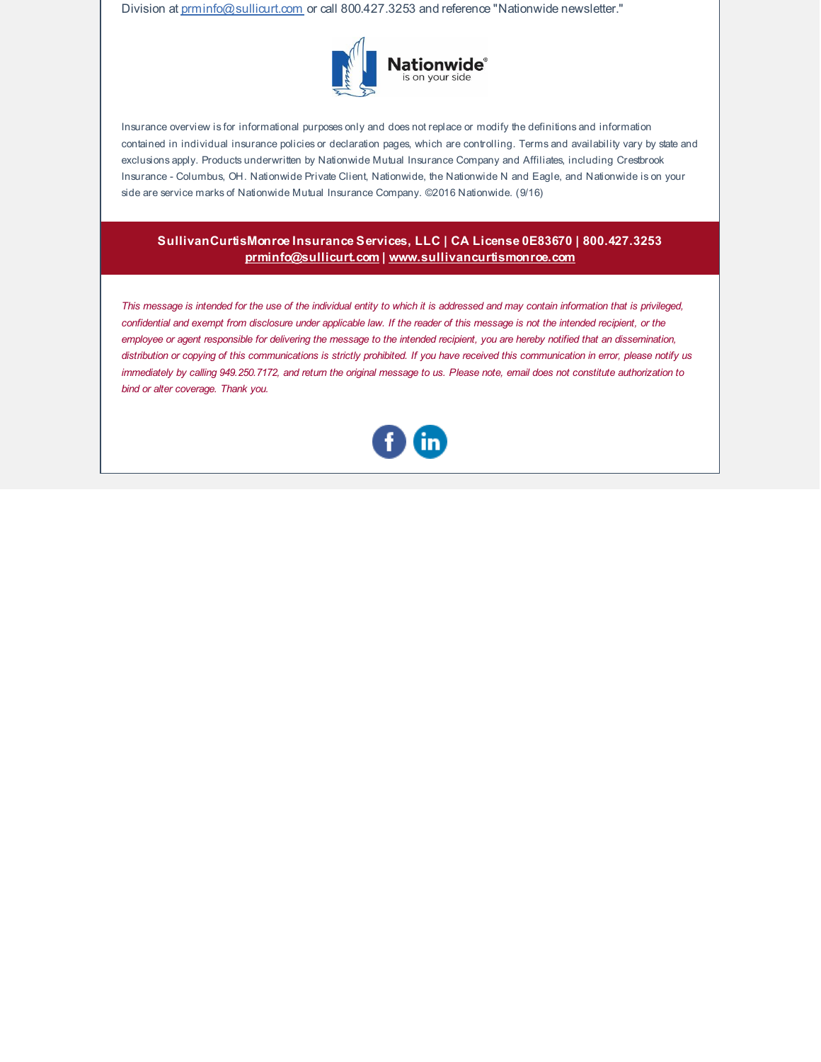Division at prminfo@sullicurt.com or call 800.427.3253 and reference "Nationwide newsletter."

Insurance overview is for informational purposes only and does not replace or modify the definitions and information contained in individual insurance policies or declaration pages, which are controlling. Terms and availability vary by state and exclusions apply. Products underwritten by Nationwide Mutual Insurance Company and Affiliates, including Crestbrook Insurance - Columbus, OH. Nationwide Private Client, Nationwide, the Nationwide N and Eagle, and Nationwide is on your side are service marks of Nationwide Mutual Insurance Company. ©2016 Nationwide. (9/16)

**SullivanCurtisMonroe Insurance Services, LLC | CA License 0E83670 | 800.427.3253**
**prminfo@sullicurt.com | www.sullivancurtismonroe.com**

*This message is intended for the use of the individual entity to which it is addressed and may contain information that is privileged, confidential and exempt from disclosure under applicable law. If the reader of this message is not the intended recipient, or the employee or agent responsible for delivering the message to the intended recipient, you are hereby notified that an dissemination, distribution or copying of this communications is strictly prohibited. If you have received this communication in error, please notify us immediately by calling 949.250.7172, and return the original message to us. Please note, email does not constitute authorization to bind or alter coverage. Thank you.*